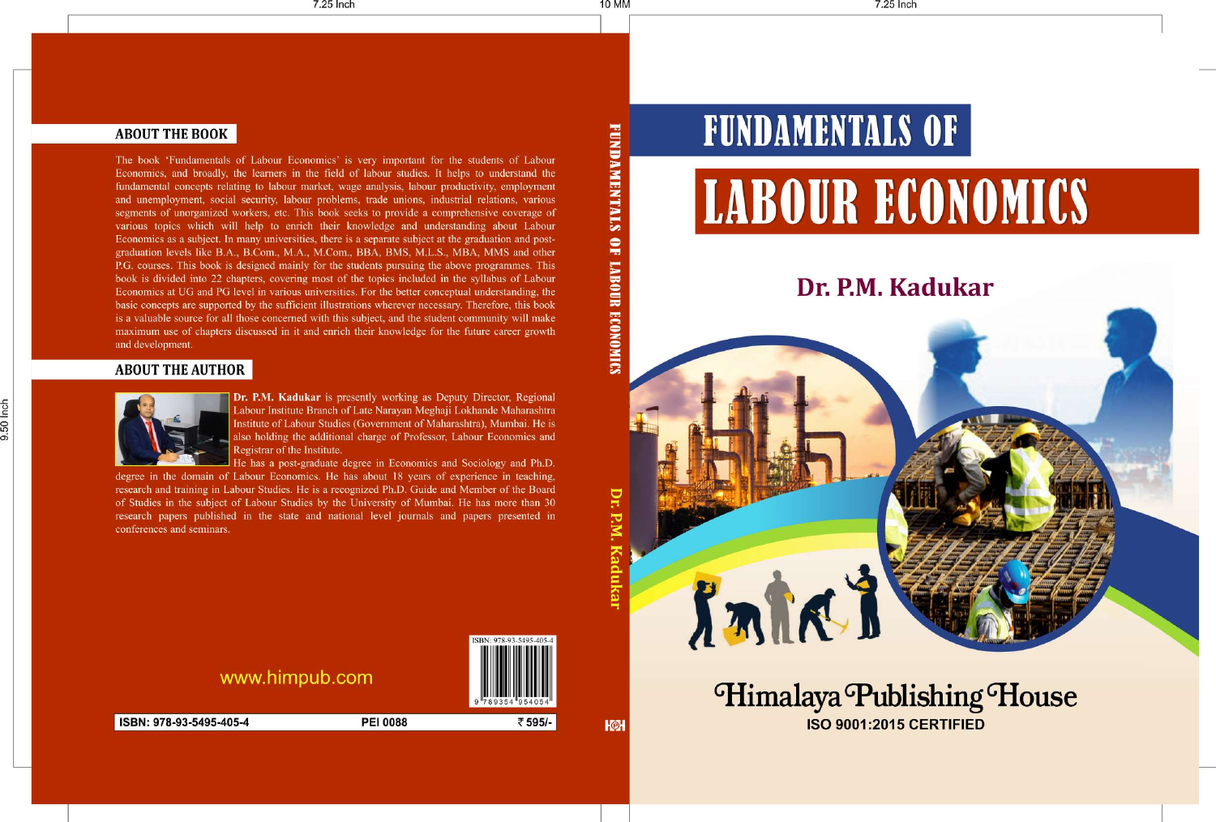# FUNDAMENTALS OF LABOUR ECONOMICS

## Dr. P.M. Kadukar

Himalaya Publishing House

ISO 9001:2015 CERTIFIED

## ABOUT THE BOOK

The book 'Fundamentals of Labour Economics' is very important for the students of Labour Economics, and broadly, the learners in the field of labour studies. It helps to understand the fundamental concepts relating to labour market, wage analysis, labour productivity, employment and unemployment, social security, labour problems, trade unions, industrial relations, various segments of unorganized workers, etc. This book seeks to provide a comprehensive coverage of various topics which will help to enrich their knowledge and understanding about Labour Economics as a subject. In many universities, there is a separate subject at the graduation and post-graduation levels like B.A., B.Com., M.A., M.Com., BBA, BMS, M.L.S., MBA, MMS and other P.G. courses. This book is designed mainly for the students pursuing the above programmes. This book is divided into 22 chapters, covering most of the topics included in the syllabus of Labour Economics at UG and PG level in various universities. For the better conceptual understanding, the basic concepts are supported by the sufficient illustrations wherever necessary. Therefore, this book is a valuable source for all those concerned with this subject, and the student community will make maximum use of chapters discussed in it and enrich their knowledge for the future career growth and development.

## ABOUT THE AUTHOR

**Dr. P.M. Kadukar** is presently working as Deputy Director, Regional Labour Institute Branch of Late Narayan Meghaji Lokhande Maharashtra Institute of Labour Studies (Government of Maharashtra), Mumbai. He is also holding the additional charge of Professor, Labour Economics and Registrar of the Institute.

He has a post-graduate degree in Economics and Sociology and Ph.D. degree in the domain of Labour Economics. He has about 18 years of experience in teaching, research and training in Labour Studies. He is a recognized Ph.D. Guide and Member of the Board of Studies in the subject of Labour Studies by the University of Mumbai. He has more than 30 research papers published in the state and national level journals and papers presented in conferences and seminars.

www.himpub.com

ISBN: 978-93-5495-405-4

ISBN: 978-93-5495-405-4 PEI 0088 ₹ 595/-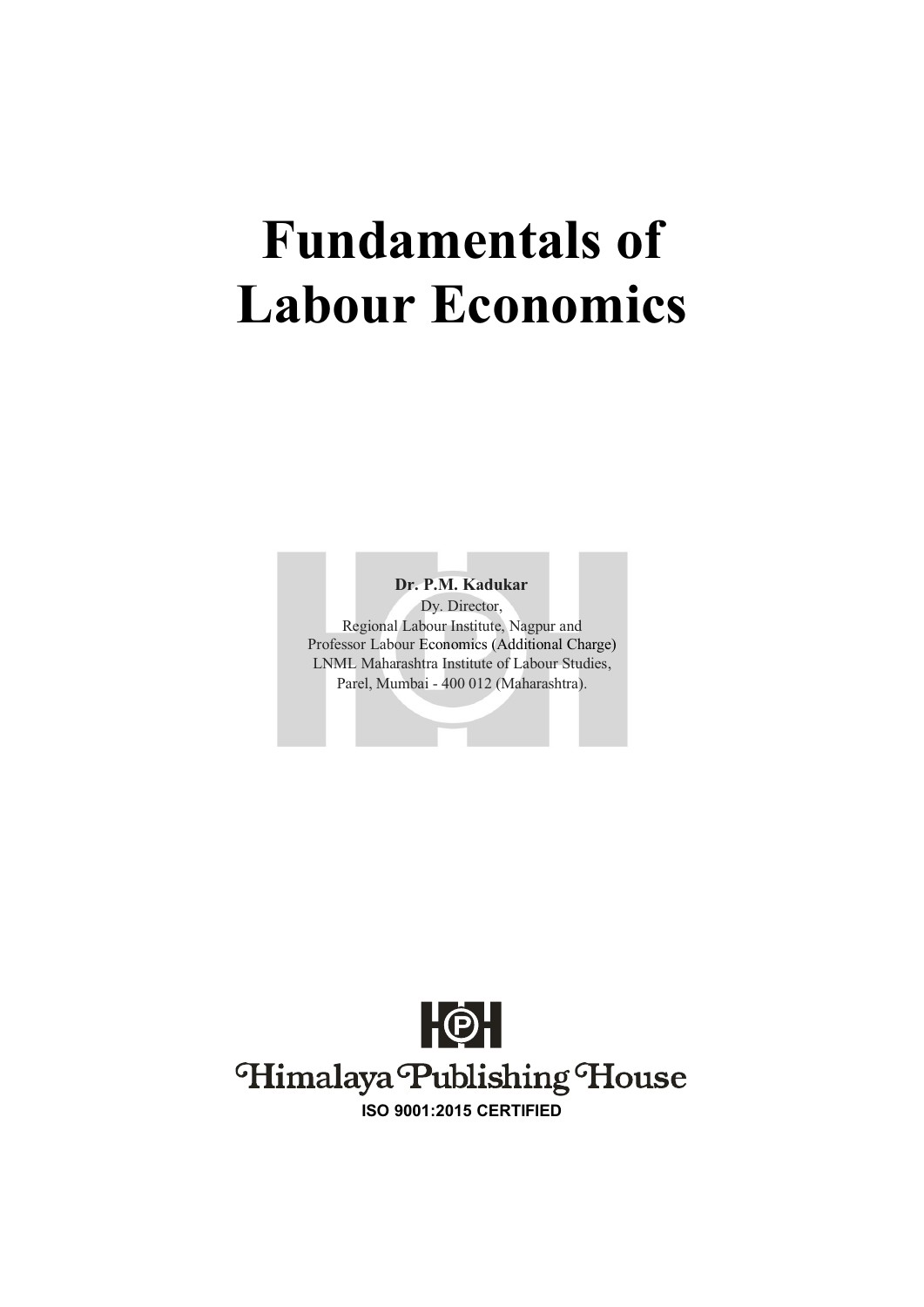# Fundamentals of Labour Economics

**Dr. P.M. Kadukar**

Dy. Director,
Regional Labour Institute, Nagpur and
Professor Labour Economics (Additional Charge)
LNML Maharashtra Institute of Labour Studies,
Parel, Mumbai - 400 012 (Maharashtra).

Himalaya Publishing House

**ISO 9001:2015 CERTIFIED**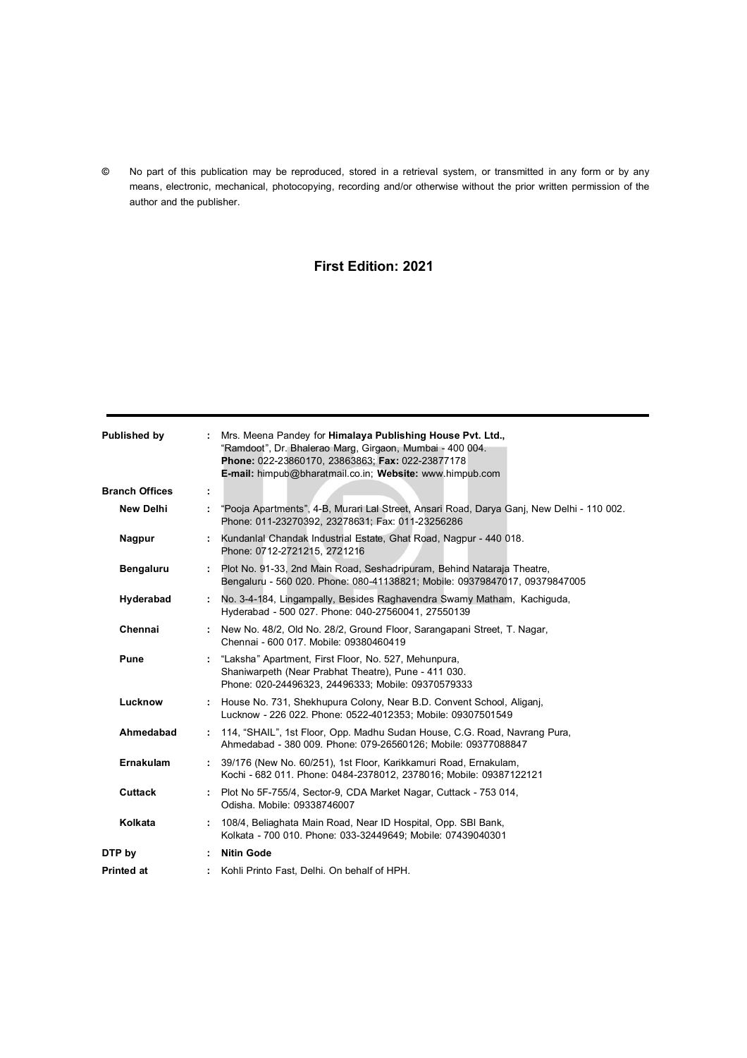© No part of this publication may be reproduced, stored in a retrieval system, or transmitted in any form or by any means, electronic, mechanical, photocopying, recording and/or otherwise without the prior written permission of the author and the publisher.

**First Edition: 2021**

---

**Published by** : Mrs. Meena Pandey for **Himalaya Publishing House Pvt. Ltd.,**
"Ramdoot", Dr. Bhalerao Marg, Girgaon, Mumbai - 400 004.
**Phone:** 022-23860170, 23863863; **Fax:** 022-23877178
**E-mail:** himpub@bharatmail.co.in; **Website:** www.himpub.com

**Branch Offices** :

**New Delhi** : "Pooja Apartments", 4-B, Murari Lal Street, Ansari Road, Darya Ganj, New Delhi - 110 002. Phone: 011-23270392, 23278631; Fax: 011-23256286

**Nagpur** : Kundanlal Chandak Industrial Estate, Ghat Road, Nagpur - 440 018. Phone: 0712-2721215, 2721216

**Bengaluru** : Plot No. 91-33, 2nd Main Road, Seshadripuram, Behind Nataraja Theatre, Bengaluru - 560 020. Phone: 080-41138821; Mobile: 09379847017, 09379847005

**Hyderabad** : No. 3-4-184, Lingampally, Besides Raghavendra Swamy Matham, Kachiguda, Hyderabad - 500 027. Phone: 040-27560041, 27550139

**Chennai** : New No. 48/2, Old No. 28/2, Ground Floor, Sarangapani Street, T. Nagar, Chennai - 600 017. Mobile: 09380460419

**Pune** : "Laksha" Apartment, First Floor, No. 527, Mehunpura, Shaniwarpeth (Near Prabhat Theatre), Pune - 411 030. Phone: 020-24496323, 24496333; Mobile: 09370579333

**Lucknow** : House No. 731, Shekhupura Colony, Near B.D. Convent School, Aliganj, Lucknow - 226 022. Phone: 0522-4012353; Mobile: 09307501549

**Ahmedabad** : 114, "SHAIL", 1st Floor, Opp. Madhu Sudan House, C.G. Road, Navrang Pura, Ahmedabad - 380 009. Phone: 079-26560126; Mobile: 09377088847

**Ernakulam** : 39/176 (New No. 60/251), 1st Floor, Karikkamuri Road, Ernakulam, Kochi - 682 011. Phone: 0484-2378012, 2378016; Mobile: 09387122121

**Cuttack** : Plot No 5F-755/4, Sector-9, CDA Market Nagar, Cuttack - 753 014, Odisha. Mobile: 09338746007

**Kolkata** : 108/4, Beliaghata Main Road, Near ID Hospital, Opp. SBI Bank, Kolkata - 700 010. Phone: 033-32449649; Mobile: 07439040301

**DTP by** : **Nitin Gode**

**Printed at** : Kohli Printo Fast, Delhi. On behalf of HPH.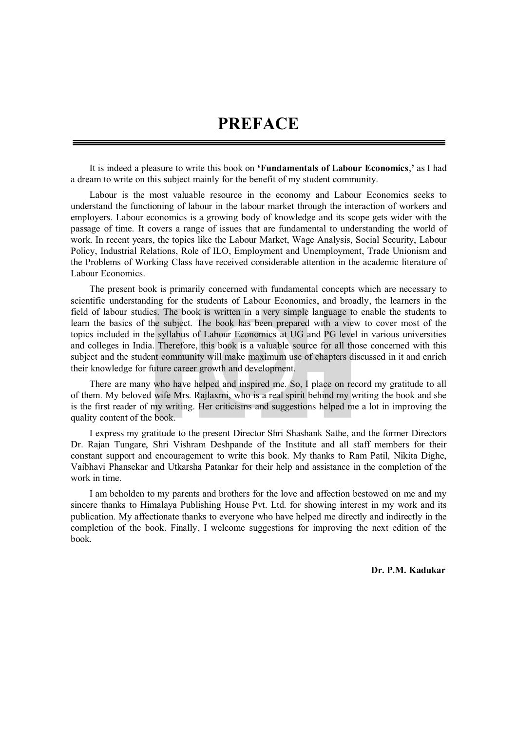# PREFACE

It is indeed a pleasure to write this book on **'Fundamentals of Labour Economics**,**'** as I had a dream to write on this subject mainly for the benefit of my student community.

Labour is the most valuable resource in the economy and Labour Economics seeks to understand the functioning of labour in the labour market through the interaction of workers and employers. Labour economics is a growing body of knowledge and its scope gets wider with the passage of time. It covers a range of issues that are fundamental to understanding the world of work. In recent years, the topics like the Labour Market, Wage Analysis, Social Security, Labour Policy, Industrial Relations, Role of ILO, Employment and Unemployment, Trade Unionism and the Problems of Working Class have received considerable attention in the academic literature of Labour Economics.

The present book is primarily concerned with fundamental concepts which are necessary to scientific understanding for the students of Labour Economics, and broadly, the learners in the field of labour studies. The book is written in a very simple language to enable the students to learn the basics of the subject. The book has been prepared with a view to cover most of the topics included in the syllabus of Labour Economics at UG and PG level in various universities and colleges in India. Therefore, this book is a valuable source for all those concerned with this subject and the student community will make maximum use of chapters discussed in it and enrich their knowledge for future career growth and development.

There are many who have helped and inspired me. So, I place on record my gratitude to all of them. My beloved wife Mrs. Rajlaxmi, who is a real spirit behind my writing the book and she is the first reader of my writing. Her criticisms and suggestions helped me a lot in improving the quality content of the book.

I express my gratitude to the present Director Shri Shashank Sathe, and the former Directors Dr. Rajan Tungare, Shri Vishram Deshpande of the Institute and all staff members for their constant support and encouragement to write this book. My thanks to Ram Patil, Nikita Dighe, Vaibhavi Phansekar and Utkarsha Patankar for their help and assistance in the completion of the work in time.

I am beholden to my parents and brothers for the love and affection bestowed on me and my sincere thanks to Himalaya Publishing House Pvt. Ltd. for showing interest in my work and its publication. My affectionate thanks to everyone who have helped me directly and indirectly in the completion of the book. Finally, I welcome suggestions for improving the next edition of the book.

**Dr. P.M. Kadukar**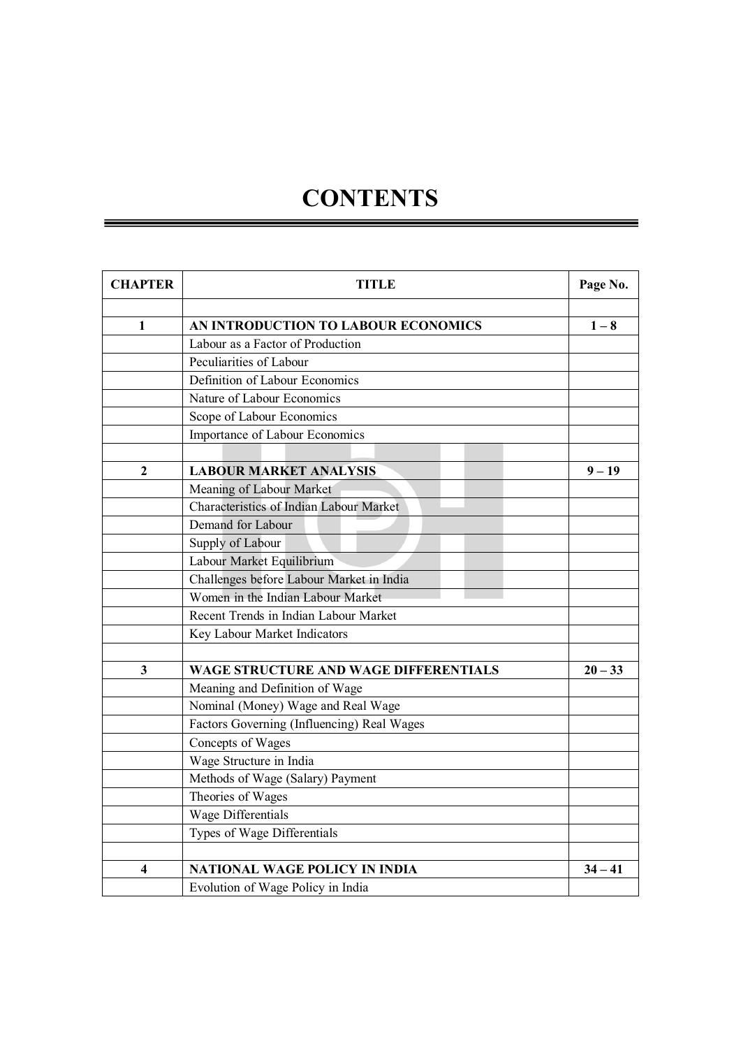# CONTENTS

| CHAPTER | TITLE | Page No. |
|---|---|---|
| | | |
| **1** | **AN INTRODUCTION TO LABOUR ECONOMICS** | **1 – 8** |
| | Labour as a Factor of Production | |
| | Peculiarities of Labour | |
| | Definition of Labour Economics | |
| | Nature of Labour Economics | |
| | Scope of Labour Economics | |
| | Importance of Labour Economics | |
| | | |
| **2** | **LABOUR MARKET ANALYSIS** | **9 – 19** |
| | Meaning of Labour Market | |
| | Characteristics of Indian Labour Market | |
| | Demand for Labour | |
| | Supply of Labour | |
| | Labour Market Equilibrium | |
| | Challenges before Labour Market in India | |
| | Women in the Indian Labour Market | |
| | Recent Trends in Indian Labour Market | |
| | Key Labour Market Indicators | |
| | | |
| **3** | **WAGE STRUCTURE AND WAGE DIFFERENTIALS** | **20 – 33** |
| | Meaning and Definition of Wage | |
| | Nominal (Money) Wage and Real Wage | |
| | Factors Governing (Influencing) Real Wages | |
| | Concepts of Wages | |
| | Wage Structure in India | |
| | Methods of Wage (Salary) Payment | |
| | Theories of Wages | |
| | Wage Differentials | |
| | Types of Wage Differentials | |
| | | |
| **4** | **NATIONAL WAGE POLICY IN INDIA** | **34 – 41** |
| | Evolution of Wage Policy in India | |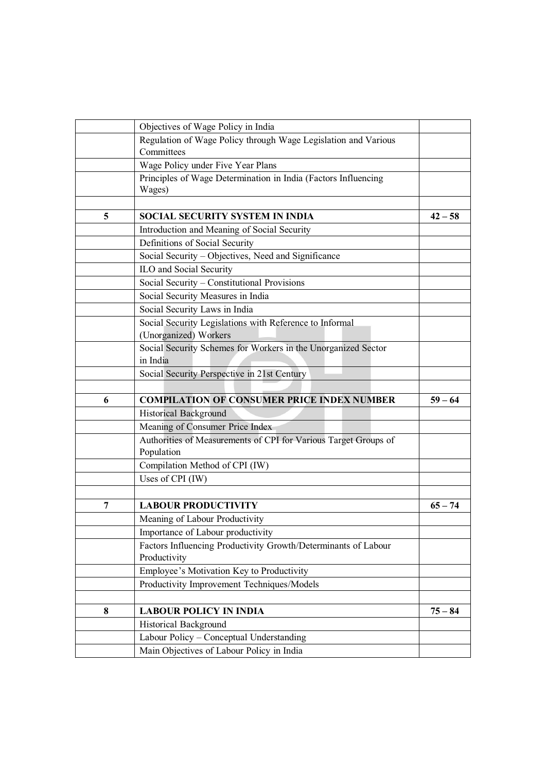| | | |
|---|---|---|
| | Objectives of Wage Policy in India | |
| | Regulation of Wage Policy through Wage Legislation and Various Committees | |
| | Wage Policy under Five Year Plans | |
| | Principles of Wage Determination in India (Factors Influencing Wages) | |
| | | |
| **5** | **SOCIAL SECURITY SYSTEM IN INDIA** | **42 – 58** |
| | Introduction and Meaning of Social Security | |
| | Definitions of Social Security | |
| | Social Security – Objectives, Need and Significance | |
| | ILO and Social Security | |
| | Social Security – Constitutional Provisions | |
| | Social Security Measures in India | |
| | Social Security Laws in India | |
| | Social Security Legislations with Reference to Informal (Unorganized) Workers | |
| | Social Security Schemes for Workers in the Unorganized Sector in India | |
| | Social Security Perspective in 21st Century | |
| | | |
| **6** | **COMPILATION OF CONSUMER PRICE INDEX NUMBER** | **59 – 64** |
| | Historical Background | |
| | Meaning of Consumer Price Index | |
| | Authorities of Measurements of CPI for Various Target Groups of Population | |
| | Compilation Method of CPI (IW) | |
| | Uses of CPI (IW) | |
| | | |
| **7** | **LABOUR PRODUCTIVITY** | **65 – 74** |
| | Meaning of Labour Productivity | |
| | Importance of Labour productivity | |
| | Factors Influencing Productivity Growth/Determinants of Labour Productivity | |
| | Employee's Motivation Key to Productivity | |
| | Productivity Improvement Techniques/Models | |
| | | |
| **8** | **LABOUR POLICY IN INDIA** | **75 – 84** |
| | Historical Background | |
| | Labour Policy – Conceptual Understanding | |
| | Main Objectives of Labour Policy in India | |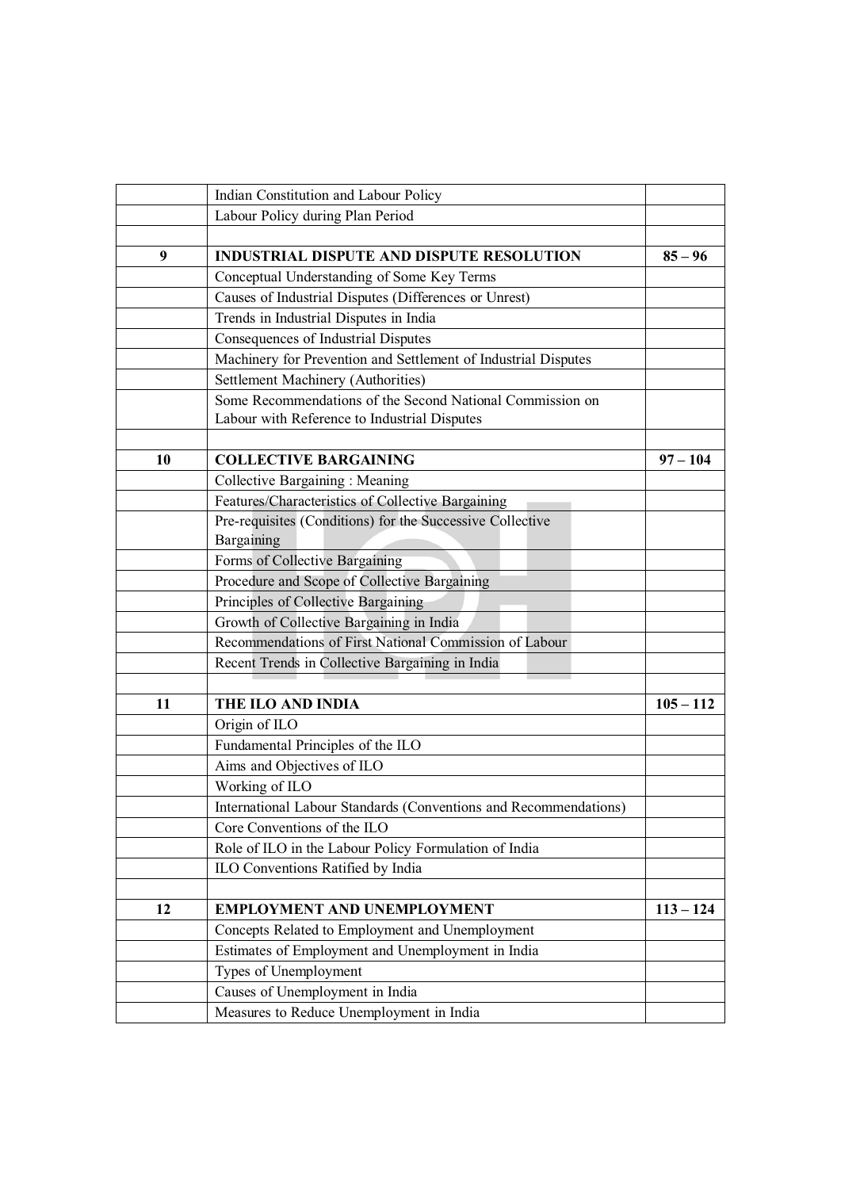| | | |
|---|---|---|
| | Indian Constitution and Labour Policy | |
| | Labour Policy during Plan Period | |
| | | |
| **9** | **INDUSTRIAL DISPUTE AND DISPUTE RESOLUTION** | **85 – 96** |
| | Conceptual Understanding of Some Key Terms | |
| | Causes of Industrial Disputes (Differences or Unrest) | |
| | Trends in Industrial Disputes in India | |
| | Consequences of Industrial Disputes | |
| | Machinery for Prevention and Settlement of Industrial Disputes | |
| | Settlement Machinery (Authorities) | |
| | Some Recommendations of the Second National Commission on Labour with Reference to Industrial Disputes | |
| | | |
| **10** | **COLLECTIVE BARGAINING** | **97 – 104** |
| | Collective Bargaining : Meaning | |
| | Features/Characteristics of Collective Bargaining | |
| | Pre-requisites (Conditions) for the Successive Collective Bargaining | |
| | Forms of Collective Bargaining | |
| | Procedure and Scope of Collective Bargaining | |
| | Principles of Collective Bargaining | |
| | Growth of Collective Bargaining in India | |
| | Recommendations of First National Commission of Labour | |
| | Recent Trends in Collective Bargaining in India | |
| | | |
| **11** | **THE ILO AND INDIA** | **105 – 112** |
| | Origin of ILO | |
| | Fundamental Principles of the ILO | |
| | Aims and Objectives of ILO | |
| | Working of ILO | |
| | International Labour Standards (Conventions and Recommendations) | |
| | Core Conventions of the ILO | |
| | Role of ILO in the Labour Policy Formulation of India | |
| | ILO Conventions Ratified by India | |
| | | |
| **12** | **EMPLOYMENT AND UNEMPLOYMENT** | **113 – 124** |
| | Concepts Related to Employment and Unemployment | |
| | Estimates of Employment and Unemployment in India | |
| | Types of Unemployment | |
| | Causes of Unemployment in India | |
| | Measures to Reduce Unemployment in India | |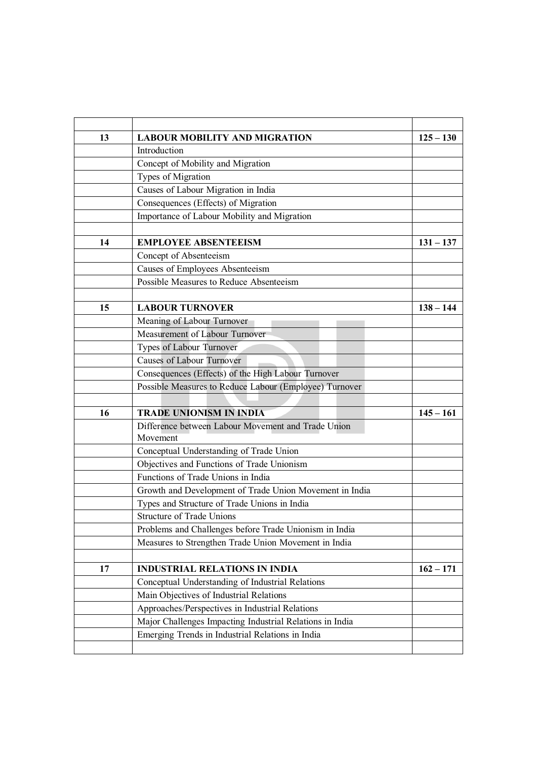| | | |
|---|---|---|
| **13** | **LABOUR MOBILITY AND MIGRATION** | **125 – 130** |
| | Introduction | |
| | Concept of Mobility and Migration | |
| | Types of Migration | |
| | Causes of Labour Migration in India | |
| | Consequences (Effects) of Migration | |
| | Importance of Labour Mobility and Migration | |
| | | |
| **14** | **EMPLOYEE ABSENTEEISM** | **131 – 137** |
| | Concept of Absenteeism | |
| | Causes of Employees Absenteeism | |
| | Possible Measures to Reduce Absenteeism | |
| | | |
| **15** | **LABOUR TURNOVER** | **138 – 144** |
| | Meaning of Labour Turnover | |
| | Measurement of Labour Turnover | |
| | Types of Labour Turnover | |
| | Causes of Labour Turnover | |
| | Consequences (Effects) of the High Labour Turnover | |
| | Possible Measures to Reduce Labour (Employee) Turnover | |
| | | |
| **16** | **TRADE UNIONISM IN INDIA** | **145 – 161** |
| | Difference between Labour Movement and Trade Union Movement | |
| | Conceptual Understanding of Trade Union | |
| | Objectives and Functions of Trade Unionism | |
| | Functions of Trade Unions in India | |
| | Growth and Development of Trade Union Movement in India | |
| | Types and Structure of Trade Unions in India | |
| | Structure of Trade Unions | |
| | Problems and Challenges before Trade Unionism in India | |
| | Measures to Strengthen Trade Union Movement in India | |
| | | |
| **17** | **INDUSTRIAL RELATIONS IN INDIA** | **162 – 171** |
| | Conceptual Understanding of Industrial Relations | |
| | Main Objectives of Industrial Relations | |
| | Approaches/Perspectives in Industrial Relations | |
| | Major Challenges Impacting Industrial Relations in India | |
| | Emerging Trends in Industrial Relations in India | |
| | | |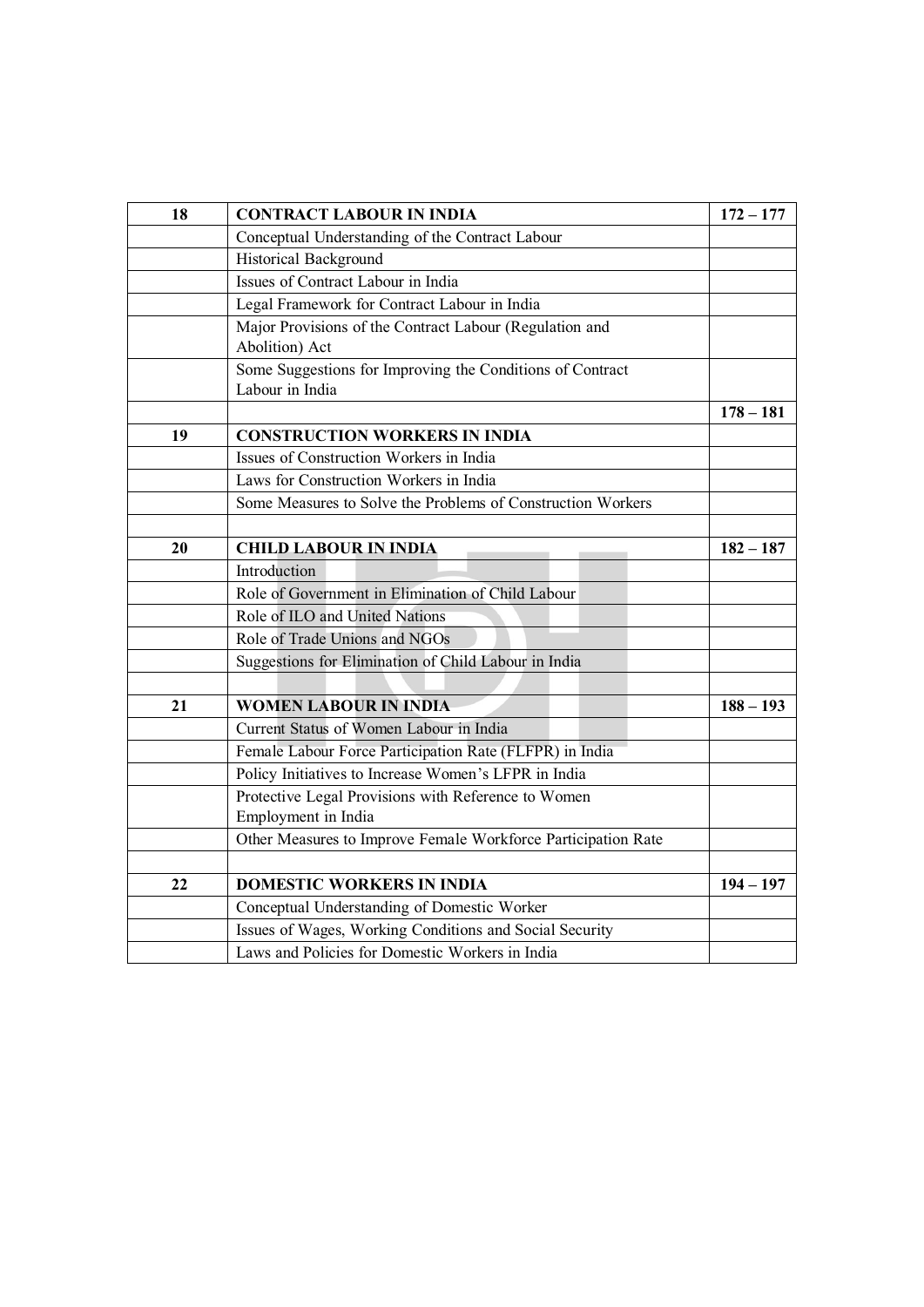| 18 | **CONTRACT LABOUR IN INDIA** | **172 – 177** |
|---|---|---|
| | Conceptual Understanding of the Contract Labour | |
| | Historical Background | |
| | Issues of Contract Labour in India | |
| | Legal Framework for Contract Labour in India | |
| | Major Provisions of the Contract Labour (Regulation and Abolition) Act | |
| | Some Suggestions for Improving the Conditions of Contract Labour in India | |
| | | **178 – 181** |
| 19 | **CONSTRUCTION WORKERS IN INDIA** | |
| | Issues of Construction Workers in India | |
| | Laws for Construction Workers in India | |
| | Some Measures to Solve the Problems of Construction Workers | |
| | | |
| 20 | **CHILD LABOUR IN INDIA** | **182 – 187** |
| | Introduction | |
| | Role of Government in Elimination of Child Labour | |
| | Role of ILO and United Nations | |
| | Role of Trade Unions and NGOs | |
| | Suggestions for Elimination of Child Labour in India | |
| | | |
| 21 | **WOMEN LABOUR IN INDIA** | **188 – 193** |
| | Current Status of Women Labour in India | |
| | Female Labour Force Participation Rate (FLFPR) in India | |
| | Policy Initiatives to Increase Women's LFPR in India | |
| | Protective Legal Provisions with Reference to Women Employment in India | |
| | Other Measures to Improve Female Workforce Participation Rate | |
| | | |
| 22 | **DOMESTIC WORKERS IN INDIA** | **194 – 197** |
| | Conceptual Understanding of Domestic Worker | |
| | Issues of Wages, Working Conditions and Social Security | |
| | Laws and Policies for Domestic Workers in India | |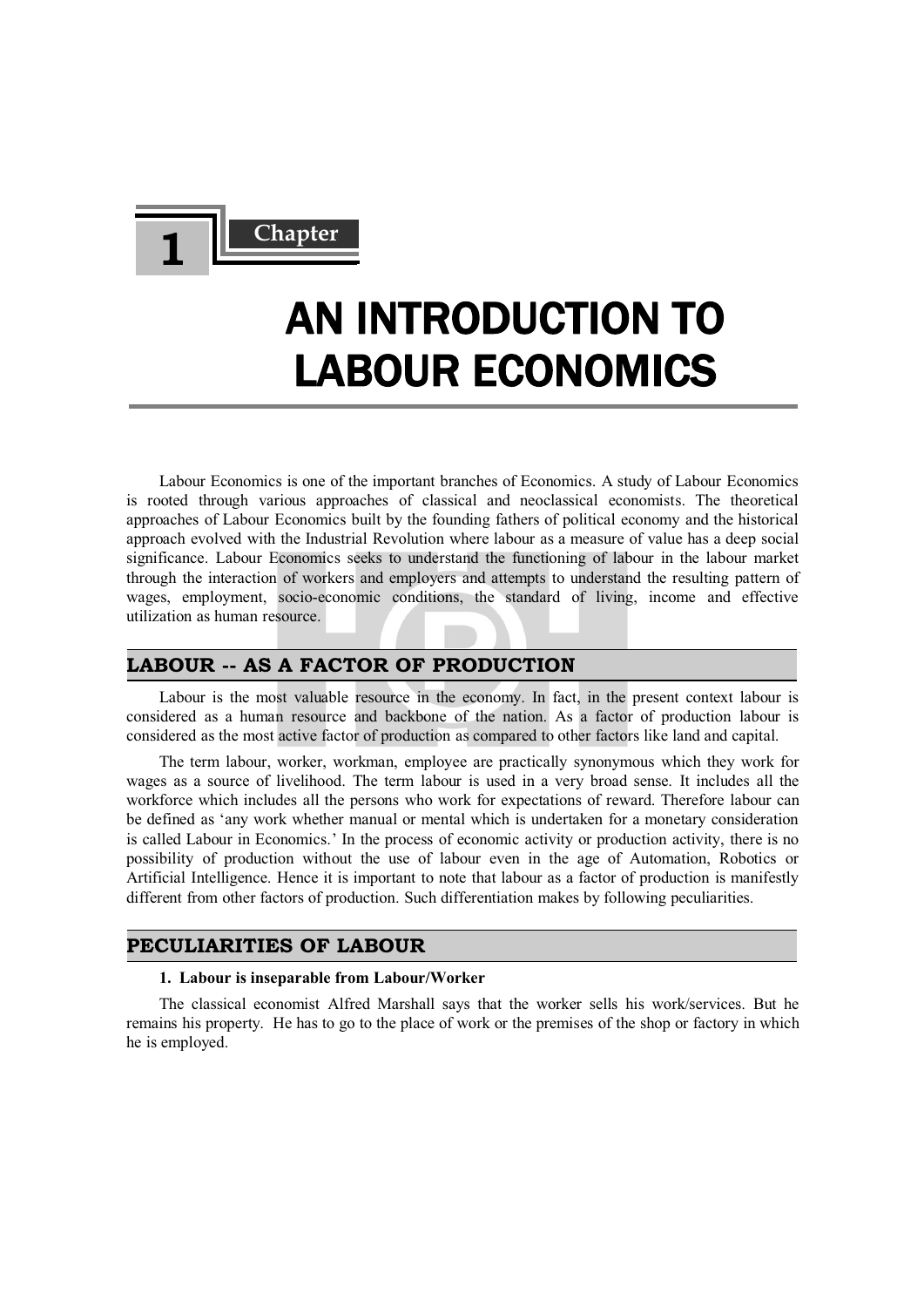# Chapter 1

# AN INTRODUCTION TO LABOUR ECONOMICS

Labour Economics is one of the important branches of Economics. A study of Labour Economics is rooted through various approaches of classical and neoclassical economists. The theoretical approaches of Labour Economics built by the founding fathers of political economy and the historical approach evolved with the Industrial Revolution where labour as a measure of value has a deep social significance. Labour Economics seeks to understand the functioning of labour in the labour market through the interaction of workers and employers and attempts to understand the resulting pattern of wages, employment, socio-economic conditions, the standard of living, income and effective utilization as human resource.

## LABOUR -- AS A FACTOR OF PRODUCTION

Labour is the most valuable resource in the economy. In fact, in the present context labour is considered as a human resource and backbone of the nation. As a factor of production labour is considered as the most active factor of production as compared to other factors like land and capital.

The term labour, worker, workman, employee are practically synonymous which they work for wages as a source of livelihood. The term labour is used in a very broad sense. It includes all the workforce which includes all the persons who work for expectations of reward. Therefore labour can be defined as 'any work whether manual or mental which is undertaken for a monetary consideration is called Labour in Economics.' In the process of economic activity or production activity, there is no possibility of production without the use of labour even in the age of Automation, Robotics or Artificial Intelligence. Hence it is important to note that labour as a factor of production is manifestly different from other factors of production. Such differentiation makes by following peculiarities.

## PECULIARITIES OF LABOUR

**1. Labour is inseparable from Labour/Worker**

The classical economist Alfred Marshall says that the worker sells his work/services. But he remains his property. He has to go to the place of work or the premises of the shop or factory in which he is employed.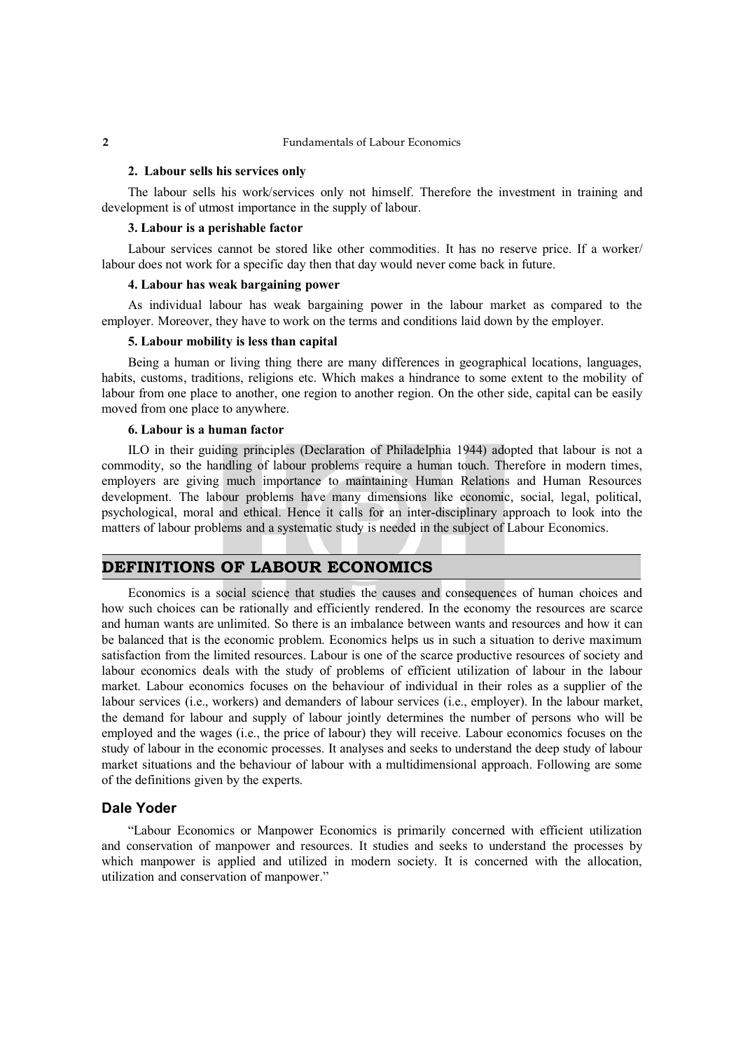#### 2. Labour sells his services only

The labour sells his work/services only not himself. Therefore the investment in training and development is of utmost importance in the supply of labour.

#### 3. Labour is a perishable factor

Labour services cannot be stored like other commodities. It has no reserve price. If a worker/ labour does not work for a specific day then that day would never come back in future.

#### 4. Labour has weak bargaining power

As individual labour has weak bargaining power in the labour market as compared to the employer. Moreover, they have to work on the terms and conditions laid down by the employer.

#### 5. Labour mobility is less than capital

Being a human or living thing there are many differences in geographical locations, languages, habits, customs, traditions, religions etc. Which makes a hindrance to some extent to the mobility of labour from one place to another, one region to another region. On the other side, capital can be easily moved from one place to anywhere.

#### 6. Labour is a human factor

ILO in their guiding principles (Declaration of Philadelphia 1944) adopted that labour is not a commodity, so the handling of labour problems require a human touch. Therefore in modern times, employers are giving much importance to maintaining Human Relations and Human Resources development. The labour problems have many dimensions like economic, social, legal, political, psychological, moral and ethical. Hence it calls for an inter-disciplinary approach to look into the matters of labour problems and a systematic study is needed in the subject of Labour Economics.

## DEFINITIONS OF LABOUR ECONOMICS

Economics is a social science that studies the causes and consequences of human choices and how such choices can be rationally and efficiently rendered. In the economy the resources are scarce and human wants are unlimited. So there is an imbalance between wants and resources and how it can be balanced that is the economic problem. Economics helps us in such a situation to derive maximum satisfaction from the limited resources. Labour is one of the scarce productive resources of society and labour economics deals with the study of problems of efficient utilization of labour in the labour market. Labour economics focuses on the behaviour of individual in their roles as a supplier of the labour services (i.e., workers) and demanders of labour services (i.e., employer). In the labour market, the demand for labour and supply of labour jointly determines the number of persons who will be employed and the wages (i.e., the price of labour) they will receive. Labour economics focuses on the study of labour in the economic processes. It analyses and seeks to understand the deep study of labour market situations and the behaviour of labour with a multidimensional approach. Following are some of the definitions given by the experts.

### Dale Yoder

"Labour Economics or Manpower Economics is primarily concerned with efficient utilization and conservation of manpower and resources. It studies and seeks to understand the processes by which manpower is applied and utilized in modern society. It is concerned with the allocation, utilization and conservation of manpower."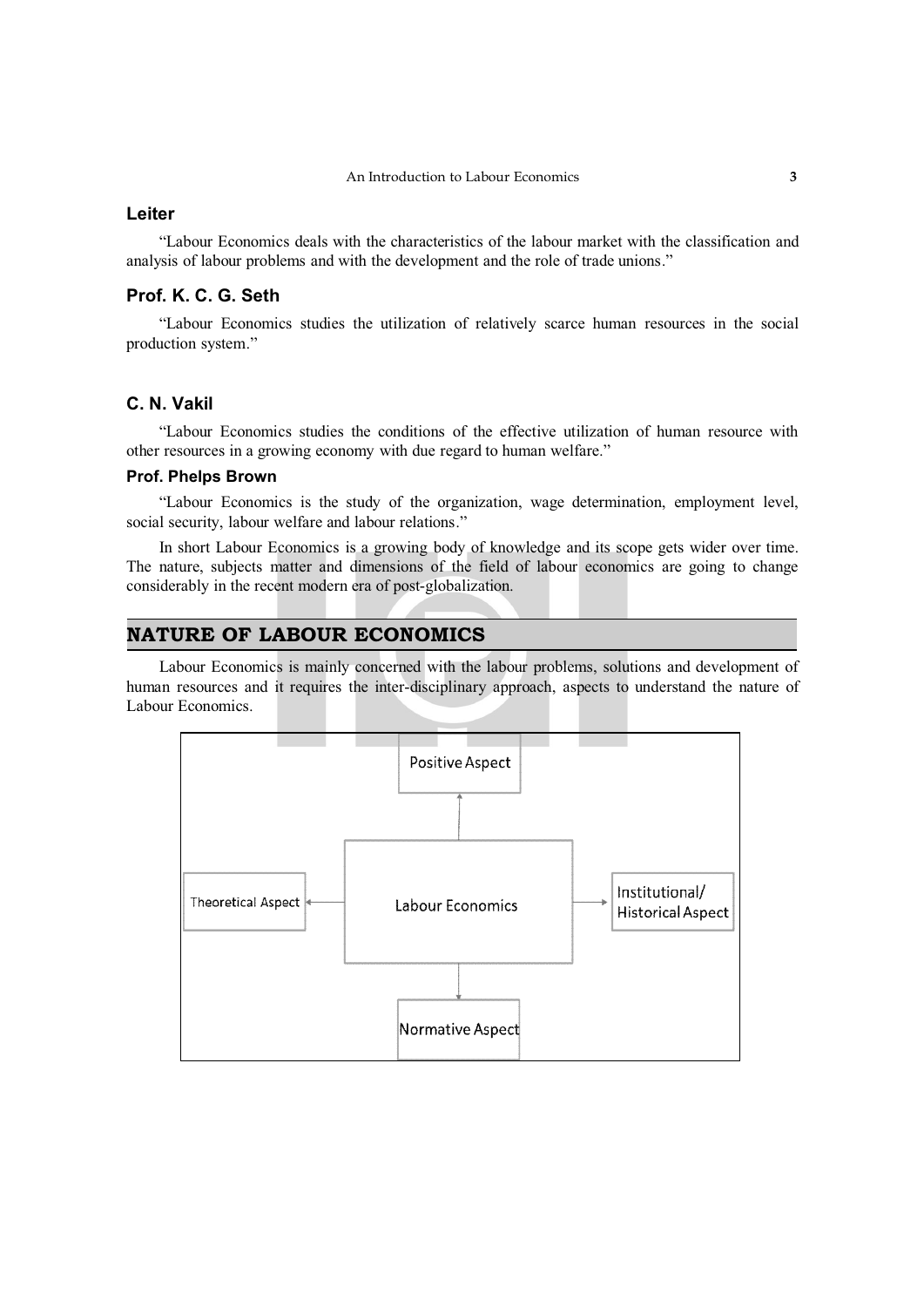### Leiter

"Labour Economics deals with the characteristics of the labour market with the classification and analysis of labour problems and with the development and the role of trade unions."

### Prof. K. C. G. Seth

"Labour Economics studies the utilization of relatively scarce human resources in the social production system."

### C. N. Vakil

"Labour Economics studies the conditions of the effective utilization of human resource with other resources in a growing economy with due regard to human welfare."

#### Prof. Phelps Brown

"Labour Economics is the study of the organization, wage determination, employment level, social security, labour welfare and labour relations."

In short Labour Economics is a growing body of knowledge and its scope gets wider over time. The nature, subjects matter and dimensions of the field of labour economics are going to change considerably in the recent modern era of post-globalization.

## NATURE OF LABOUR ECONOMICS

Labour Economics is mainly concerned with the labour problems, solutions and development of human resources and it requires the inter-disciplinary approach, aspects to understand the nature of Labour Economics.

Positive Aspect

Theoretical Aspect ← Labour Economics → Institutional/ Historical Aspect

Normative Aspect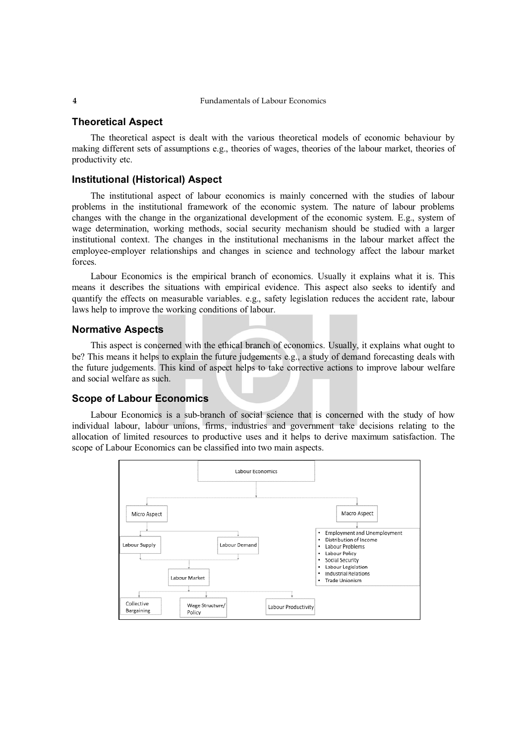### Theoretical Aspect

The theoretical aspect is dealt with the various theoretical models of economic behaviour by making different sets of assumptions e.g., theories of wages, theories of the labour market, theories of productivity etc.

### Institutional (Historical) Aspect

The institutional aspect of labour economics is mainly concerned with the studies of labour problems in the institutional framework of the economic system. The nature of labour problems changes with the change in the organizational development of the economic system. E.g., system of wage determination, working methods, social security mechanism should be studied with a larger institutional context. The changes in the institutional mechanisms in the labour market affect the employee-employer relationships and changes in science and technology affect the labour market forces.

Labour Economics is the empirical branch of economics. Usually it explains what it is. This means it describes the situations with empirical evidence. This aspect also seeks to identify and quantify the effects on measurable variables. e.g., safety legislation reduces the accident rate, labour laws help to improve the working conditions of labour.

### Normative Aspects

This aspect is concerned with the ethical branch of economics. Usually, it explains what ought to be? This means it helps to explain the future judgements e.g., a study of demand forecasting deals with the future judgements. This kind of aspect helps to take corrective actions to improve labour welfare and social welfare as such.

### Scope of Labour Economics

Labour Economics is a sub-branch of social science that is concerned with the study of how individual labour, labour unions, firms, industries and government take decisions relating to the allocation of limited resources to productive uses and it helps to derive maximum satisfaction. The scope of Labour Economics can be classified into two main aspects.

Labour Economics

- Micro Aspect
  - Labour Supply
  - Labour Demand
  - Labour Market
    - Collective Bargaining
    - Wage Structure/ Policy
    - Labour Productivity
- Macro Aspect
  - Employment and Unemployment
  - Distribution of Income
  - Labour Problems
  - Labour Policy
  - Social Security
  - Labour Legislation
  - Industrial Relations
  - Trade Unionism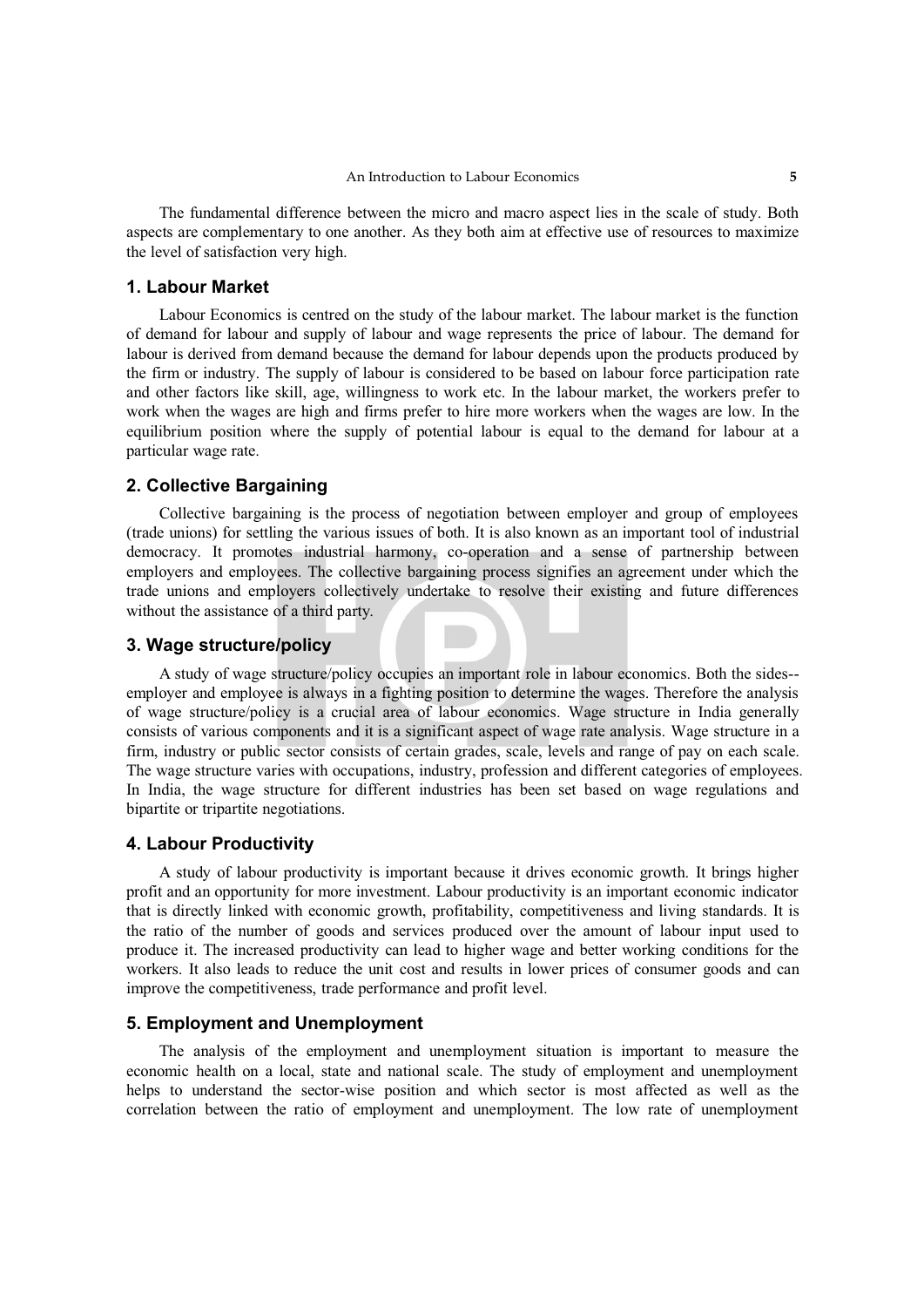The fundamental difference between the micro and macro aspect lies in the scale of study. Both aspects are complementary to one another. As they both aim at effective use of resources to maximize the level of satisfaction very high.

### 1. Labour Market

Labour Economics is centred on the study of the labour market. The labour market is the function of demand for labour and supply of labour and wage represents the price of labour. The demand for labour is derived from demand because the demand for labour depends upon the products produced by the firm or industry. The supply of labour is considered to be based on labour force participation rate and other factors like skill, age, willingness to work etc. In the labour market, the workers prefer to work when the wages are high and firms prefer to hire more workers when the wages are low. In the equilibrium position where the supply of potential labour is equal to the demand for labour at a particular wage rate.

### 2. Collective Bargaining

Collective bargaining is the process of negotiation between employer and group of employees (trade unions) for settling the various issues of both. It is also known as an important tool of industrial democracy. It promotes industrial harmony, co-operation and a sense of partnership between employers and employees. The collective bargaining process signifies an agreement under which the trade unions and employers collectively undertake to resolve their existing and future differences without the assistance of a third party.

### 3. Wage structure/policy

A study of wage structure/policy occupies an important role in labour economics. Both the sides--employer and employee is always in a fighting position to determine the wages. Therefore the analysis of wage structure/policy is a crucial area of labour economics. Wage structure in India generally consists of various components and it is a significant aspect of wage rate analysis. Wage structure in a firm, industry or public sector consists of certain grades, scale, levels and range of pay on each scale. The wage structure varies with occupations, industry, profession and different categories of employees. In India, the wage structure for different industries has been set based on wage regulations and bipartite or tripartite negotiations.

### 4. Labour Productivity

A study of labour productivity is important because it drives economic growth. It brings higher profit and an opportunity for more investment. Labour productivity is an important economic indicator that is directly linked with economic growth, profitability, competitiveness and living standards. It is the ratio of the number of goods and services produced over the amount of labour input used to produce it. The increased productivity can lead to higher wage and better working conditions for the workers. It also leads to reduce the unit cost and results in lower prices of consumer goods and can improve the competitiveness, trade performance and profit level.

### 5. Employment and Unemployment

The analysis of the employment and unemployment situation is important to measure the economic health on a local, state and national scale. The study of employment and unemployment helps to understand the sector-wise position and which sector is most affected as well as the correlation between the ratio of employment and unemployment. The low rate of unemployment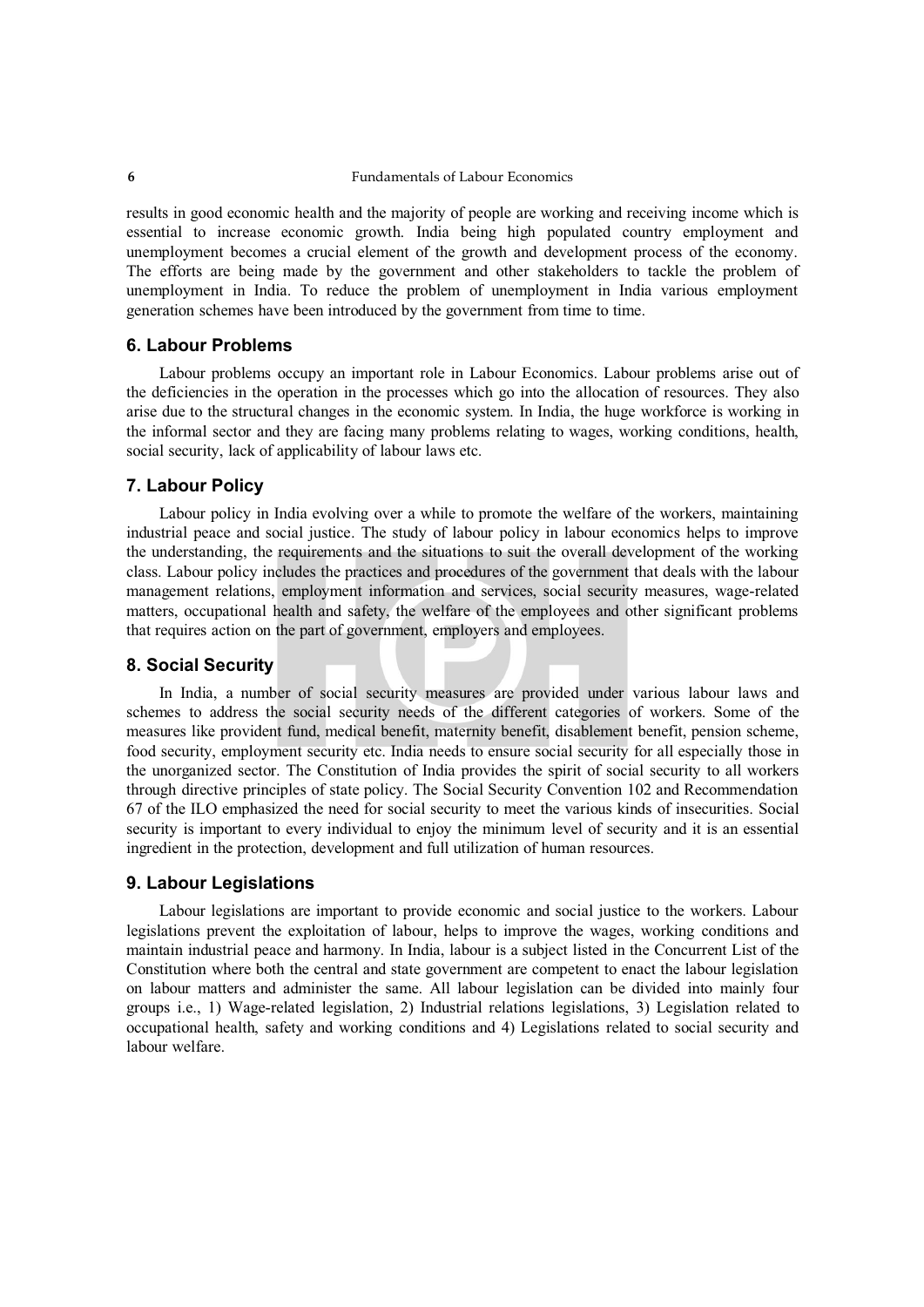results in good economic health and the majority of people are working and receiving income which is essential to increase economic growth. India being high populated country employment and unemployment becomes a crucial element of the growth and development process of the economy. The efforts are being made by the government and other stakeholders to tackle the problem of unemployment in India. To reduce the problem of unemployment in India various employment generation schemes have been introduced by the government from time to time.

### 6. Labour Problems

Labour problems occupy an important role in Labour Economics. Labour problems arise out of the deficiencies in the operation in the processes which go into the allocation of resources. They also arise due to the structural changes in the economic system. In India, the huge workforce is working in the informal sector and they are facing many problems relating to wages, working conditions, health, social security, lack of applicability of labour laws etc.

### 7. Labour Policy

Labour policy in India evolving over a while to promote the welfare of the workers, maintaining industrial peace and social justice. The study of labour policy in labour economics helps to improve the understanding, the requirements and the situations to suit the overall development of the working class. Labour policy includes the practices and procedures of the government that deals with the labour management relations, employment information and services, social security measures, wage-related matters, occupational health and safety, the welfare of the employees and other significant problems that requires action on the part of government, employers and employees.

### 8. Social Security

In India, a number of social security measures are provided under various labour laws and schemes to address the social security needs of the different categories of workers. Some of the measures like provident fund, medical benefit, maternity benefit, disablement benefit, pension scheme, food security, employment security etc. India needs to ensure social security for all especially those in the unorganized sector. The Constitution of India provides the spirit of social security to all workers through directive principles of state policy. The Social Security Convention 102 and Recommendation 67 of the ILO emphasized the need for social security to meet the various kinds of insecurities. Social security is important to every individual to enjoy the minimum level of security and it is an essential ingredient in the protection, development and full utilization of human resources.

### 9. Labour Legislations

Labour legislations are important to provide economic and social justice to the workers. Labour legislations prevent the exploitation of labour, helps to improve the wages, working conditions and maintain industrial peace and harmony. In India, labour is a subject listed in the Concurrent List of the Constitution where both the central and state government are competent to enact the labour legislation on labour matters and administer the same. All labour legislation can be divided into mainly four groups i.e., 1) Wage-related legislation, 2) Industrial relations legislations, 3) Legislation related to occupational health, safety and working conditions and 4) Legislations related to social security and labour welfare.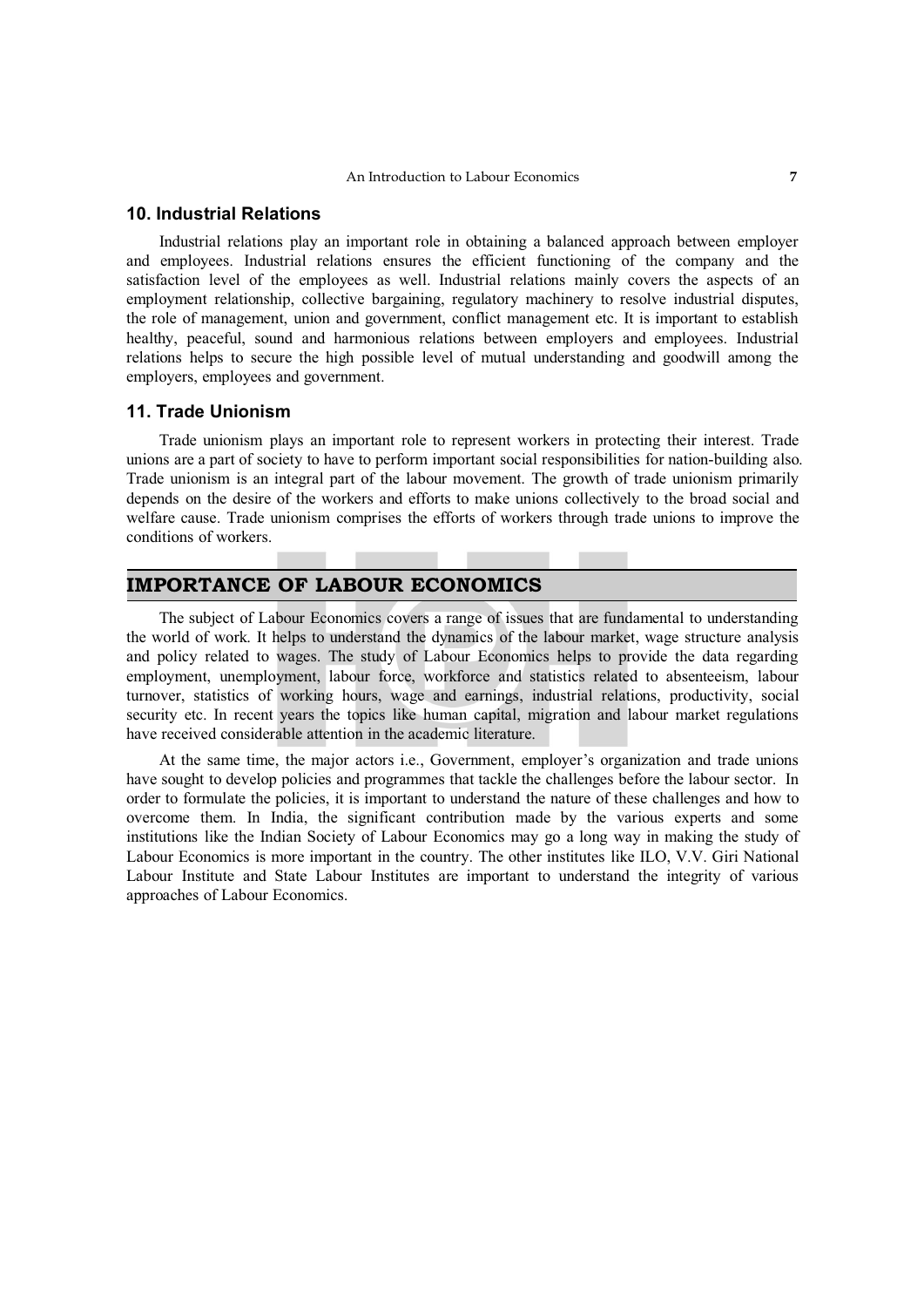### 10. Industrial Relations

Industrial relations play an important role in obtaining a balanced approach between employer and employees. Industrial relations ensures the efficient functioning of the company and the satisfaction level of the employees as well. Industrial relations mainly covers the aspects of an employment relationship, collective bargaining, regulatory machinery to resolve industrial disputes, the role of management, union and government, conflict management etc. It is important to establish healthy, peaceful, sound and harmonious relations between employers and employees. Industrial relations helps to secure the high possible level of mutual understanding and goodwill among the employers, employees and government.

### 11. Trade Unionism

Trade unionism plays an important role to represent workers in protecting their interest. Trade unions are a part of society to have to perform important social responsibilities for nation-building also. Trade unionism is an integral part of the labour movement. The growth of trade unionism primarily depends on the desire of the workers and efforts to make unions collectively to the broad social and welfare cause. Trade unionism comprises the efforts of workers through trade unions to improve the conditions of workers.

## IMPORTANCE OF LABOUR ECONOMICS

The subject of Labour Economics covers a range of issues that are fundamental to understanding the world of work. It helps to understand the dynamics of the labour market, wage structure analysis and policy related to wages. The study of Labour Economics helps to provide the data regarding employment, unemployment, labour force, workforce and statistics related to absenteeism, labour turnover, statistics of working hours, wage and earnings, industrial relations, productivity, social security etc. In recent years the topics like human capital, migration and labour market regulations have received considerable attention in the academic literature.

At the same time, the major actors i.e., Government, employer's organization and trade unions have sought to develop policies and programmes that tackle the challenges before the labour sector. In order to formulate the policies, it is important to understand the nature of these challenges and how to overcome them. In India, the significant contribution made by the various experts and some institutions like the Indian Society of Labour Economics may go a long way in making the study of Labour Economics is more important in the country. The other institutes like ILO, V.V. Giri National Labour Institute and State Labour Institutes are important to understand the integrity of various approaches of Labour Economics.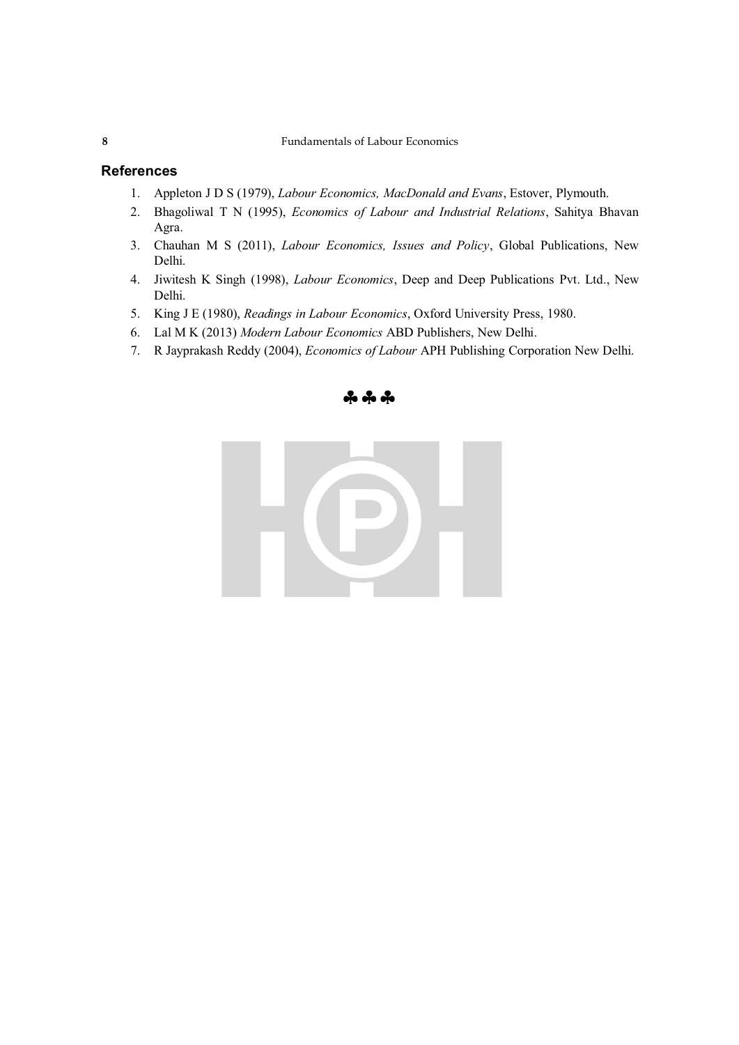## References

1. Appleton J D S (1979), *Labour Economics, MacDonald and Evans*, Estover, Plymouth.
2. Bhagoliwal T N (1995), *Economics of Labour and Industrial Relations*, Sahitya Bhavan Agra.
3. Chauhan M S (2011), *Labour Economics, Issues and Policy*, Global Publications, New Delhi.
4. Jiwitesh K Singh (1998), *Labour Economics*, Deep and Deep Publications Pvt. Ltd., New Delhi.
5. King J E (1980), *Readings in Labour Economics*, Oxford University Press, 1980.
6. Lal M K (2013) *Modern Labour Economics* ABD Publishers, New Delhi.
7. R Jayprakash Reddy (2004), *Economics of Labour* APH Publishing Corporation New Delhi.

♣ ♣ ♣